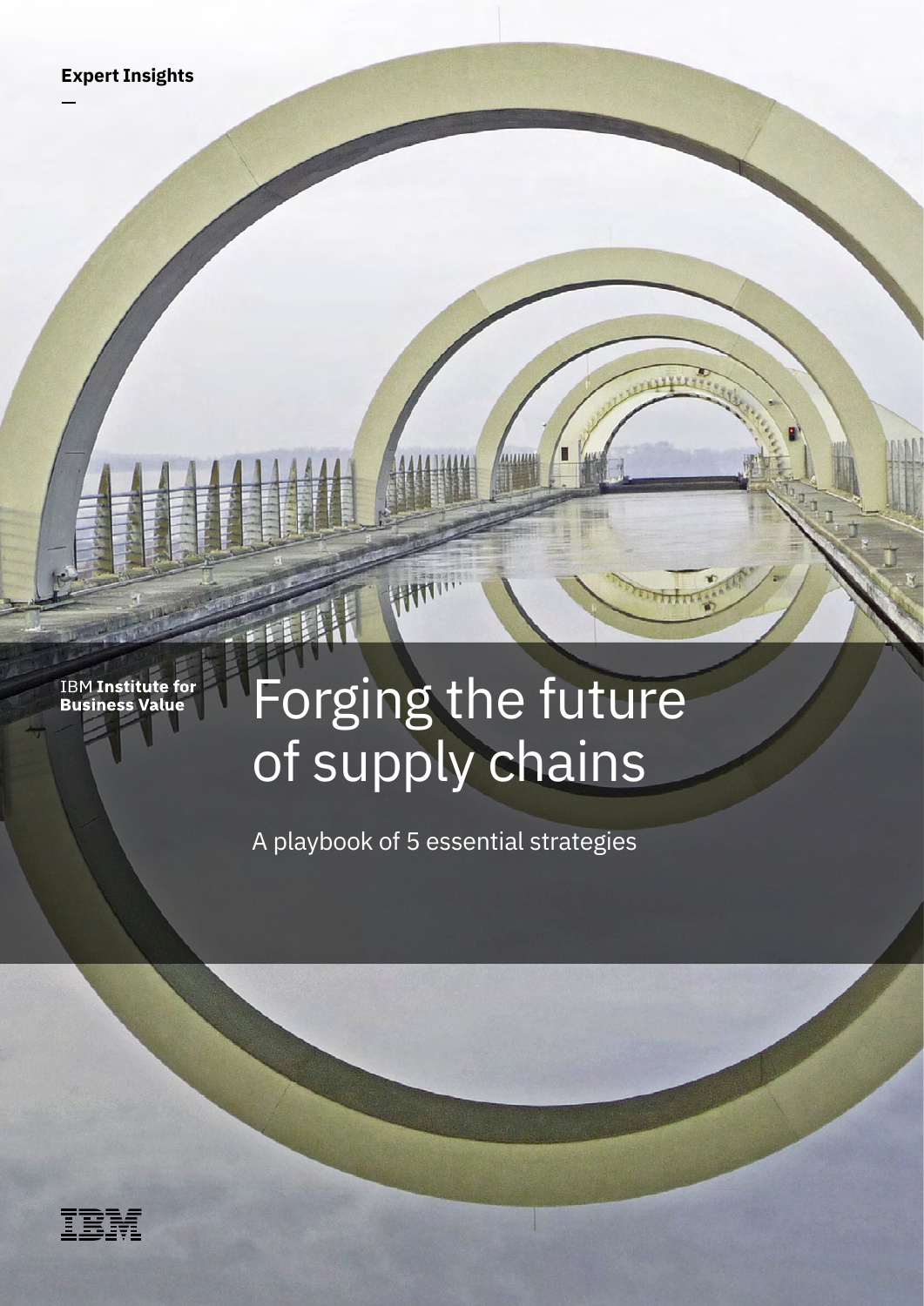Expert Insights

IBM **Institute for Business Value**

# Forging the future of supply chains

A playbook of 5 essential strategies

IBM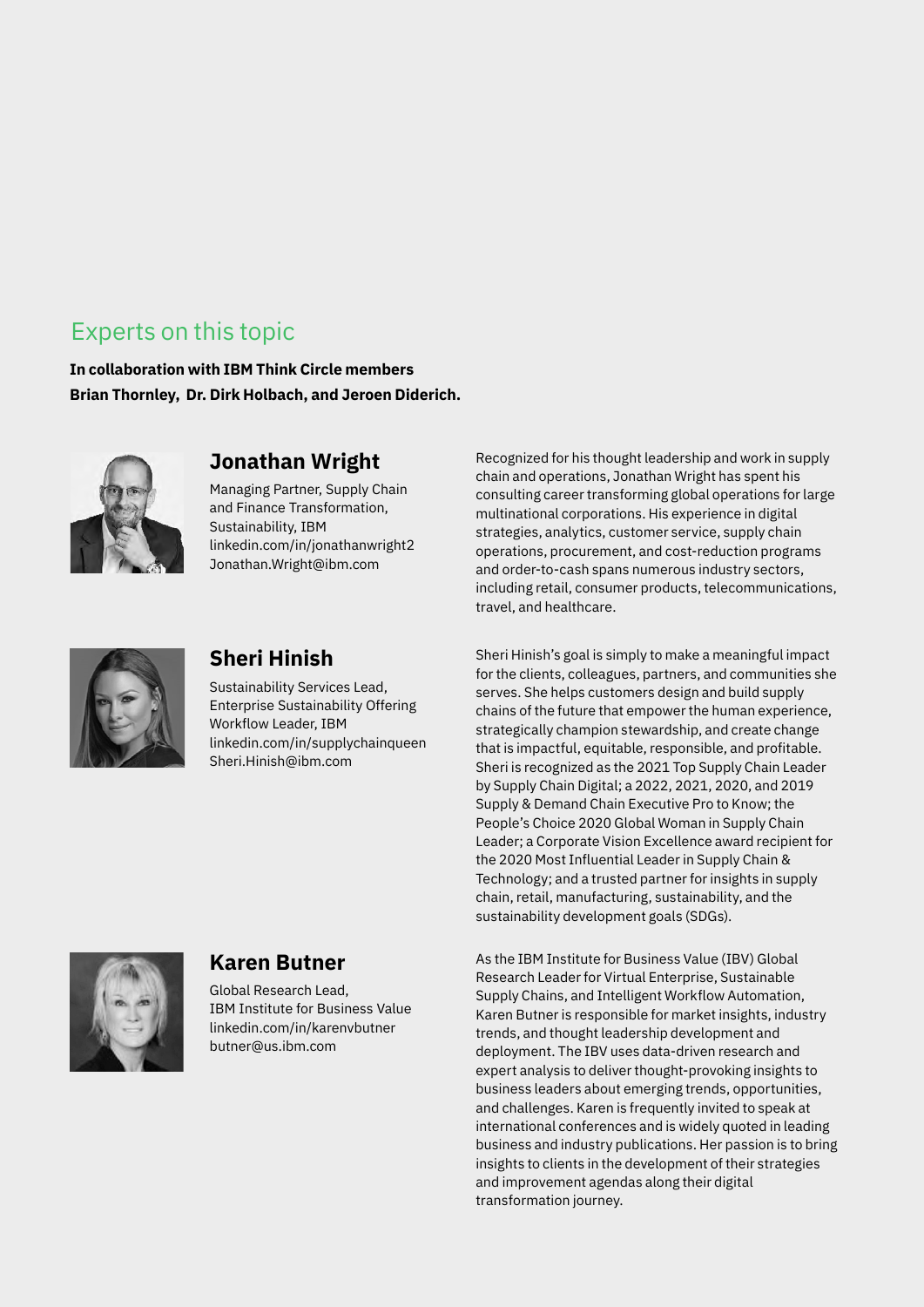## Experts on this topic

**In collaboration with IBM Think Circle members Brian Thornley, Dr. Dirk Holbach, and Jeroen Diderich.**

### Jonathan Wright

Managing Partner, Supply Chain and Finance Transformation, Sustainability, IBM
linkedin.com/in/jonathanwright2
Jonathan.Wright@ibm.com

Recognized for his thought leadership and work in supply chain and operations, Jonathan Wright has spent his consulting career transforming global operations for large multinational corporations. His experience in digital strategies, analytics, customer service, supply chain operations, procurement, and cost-reduction programs and order-to-cash spans numerous industry sectors, including retail, consumer products, telecommunications, travel, and healthcare.

### Sheri Hinish

Sustainability Services Lead, Enterprise Sustainability Offering Workflow Leader, IBM
linkedin.com/in/supplychainqueen
Sheri.Hinish@ibm.com

Sheri Hinish's goal is simply to make a meaningful impact for the clients, colleagues, partners, and communities she serves. She helps customers design and build supply chains of the future that empower the human experience, strategically champion stewardship, and create change that is impactful, equitable, responsible, and profitable. Sheri is recognized as the 2021 Top Supply Chain Leader by Supply Chain Digital; a 2022, 2021, 2020, and 2019 Supply & Demand Chain Executive Pro to Know; the People's Choice 2020 Global Woman in Supply Chain Leader; a Corporate Vision Excellence award recipient for the 2020 Most Influential Leader in Supply Chain & Technology; and a trusted partner for insights in supply chain, retail, manufacturing, sustainability, and the sustainability development goals (SDGs).

### Karen Butner

Global Research Lead, IBM Institute for Business Value
linkedin.com/in/karenvbutner
butner@us.ibm.com

As the IBM Institute for Business Value (IBV) Global Research Leader for Virtual Enterprise, Sustainable Supply Chains, and Intelligent Workflow Automation, Karen Butner is responsible for market insights, industry trends, and thought leadership development and deployment. The IBV uses data-driven research and expert analysis to deliver thought-provoking insights to business leaders about emerging trends, opportunities, and challenges. Karen is frequently invited to speak at international conferences and is widely quoted in leading business and industry publications. Her passion is to bring insights to clients in the development of their strategies and improvement agendas along their digital transformation journey.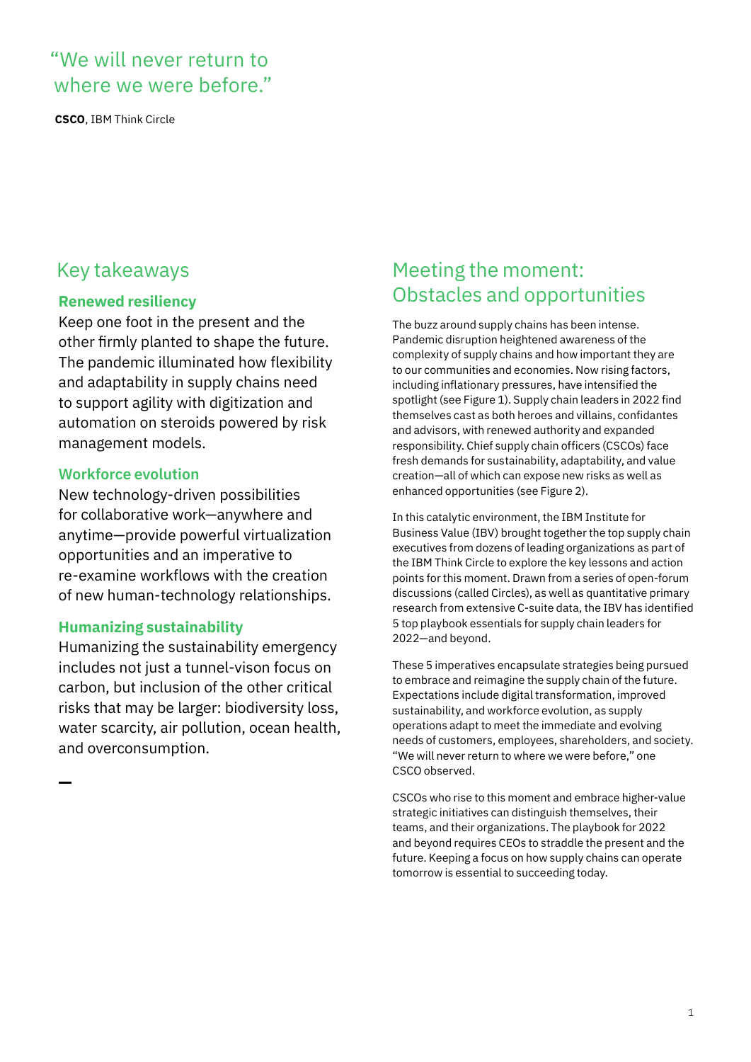> "We will never return to where we were before."

**CSCO**, IBM Think Circle

## Key takeaways

### Renewed resiliency

Keep one foot in the present and the other firmly planted to shape the future. The pandemic illuminated how flexibility and adaptability in supply chains need to support agility with digitization and automation on steroids powered by risk management models.

### Workforce evolution

New technology-driven possibilities for collaborative work—anywhere and anytime—provide powerful virtualization opportunities and an imperative to re-examine workflows with the creation of new human-technology relationships.

### Humanizing sustainability

Humanizing the sustainability emergency includes not just a tunnel-vison focus on carbon, but inclusion of the other critical risks that may be larger: biodiversity loss, water scarcity, air pollution, ocean health, and overconsumption.

## Meeting the moment: Obstacles and opportunities

The buzz around supply chains has been intense. Pandemic disruption heightened awareness of the complexity of supply chains and how important they are to our communities and economies. Now rising factors, including inflationary pressures, have intensified the spotlight (see Figure 1). Supply chain leaders in 2022 find themselves cast as both heroes and villains, confidantes and advisors, with renewed authority and expanded responsibility. Chief supply chain officers (CSCOs) face fresh demands for sustainability, adaptability, and value creation—all of which can expose new risks as well as enhanced opportunities (see Figure 2).

In this catalytic environment, the IBM Institute for Business Value (IBV) brought together the top supply chain executives from dozens of leading organizations as part of the IBM Think Circle to explore the key lessons and action points for this moment. Drawn from a series of open-forum discussions (called Circles), as well as quantitative primary research from extensive C-suite data, the IBV has identified 5 top playbook essentials for supply chain leaders for 2022—and beyond.

These 5 imperatives encapsulate strategies being pursued to embrace and reimagine the supply chain of the future. Expectations include digital transformation, improved sustainability, and workforce evolution, as supply operations adapt to meet the immediate and evolving needs of customers, employees, shareholders, and society. "We will never return to where we were before," one CSCO observed.

CSCOs who rise to this moment and embrace higher-value strategic initiatives can distinguish themselves, their teams, and their organizations. The playbook for 2022 and beyond requires CEOs to straddle the present and the future. Keeping a focus on how supply chains can operate tomorrow is essential to succeeding today.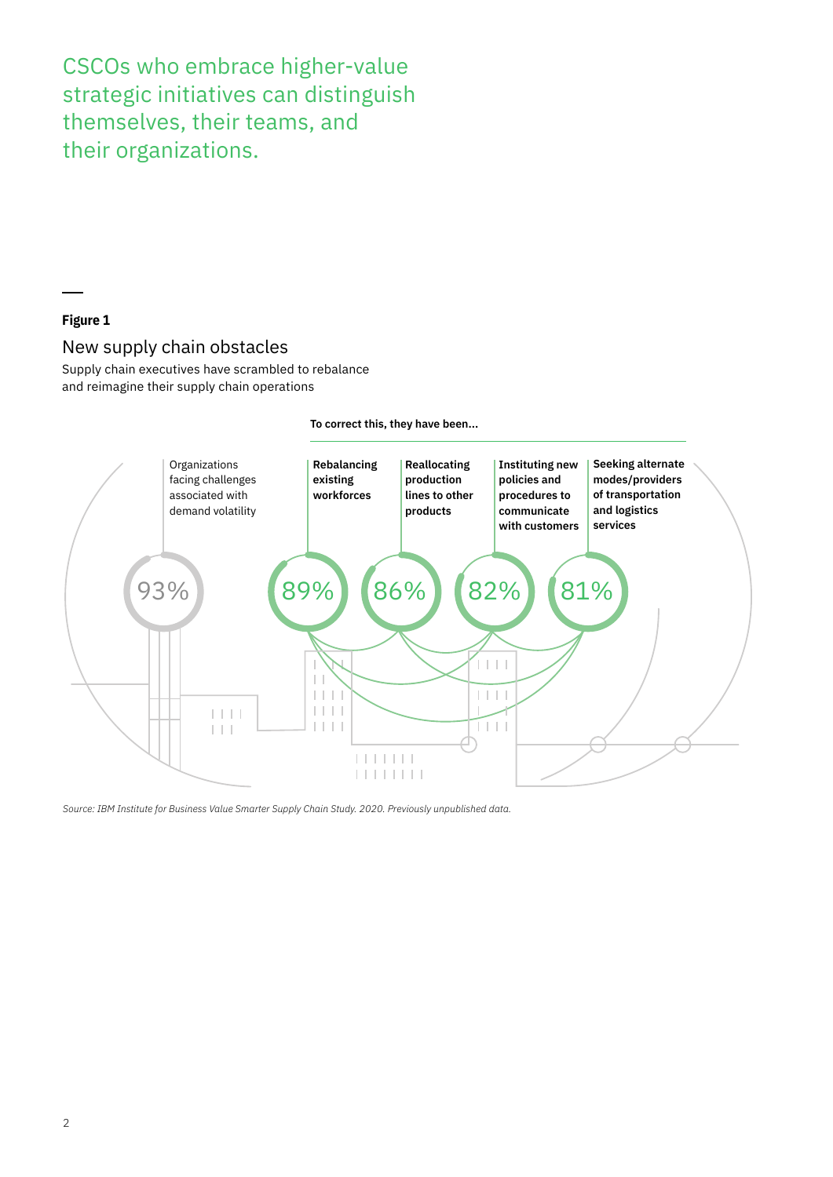CSCOs who embrace higher-value strategic initiatives can distinguish themselves, their teams, and their organizations.

**Figure 1**

New supply chain obstacles

Supply chain executives have scrambled to rebalance and reimagine their supply chain operations

Organizations facing challenges associated with demand volatility: 93%

**To correct this, they have been...**

| Activity | Percentage |
|---|---|
| **Rebalancing existing workforces** | 89% |
| **Reallocating production lines to other products** | 86% |
| **Instituting new policies and procedures to communicate with customers** | 82% |
| **Seeking alternate modes/providers of transportation and logistics services** | 81% |

*Source: IBM Institute for Business Value Smarter Supply Chain Study. 2020. Previously unpublished data.*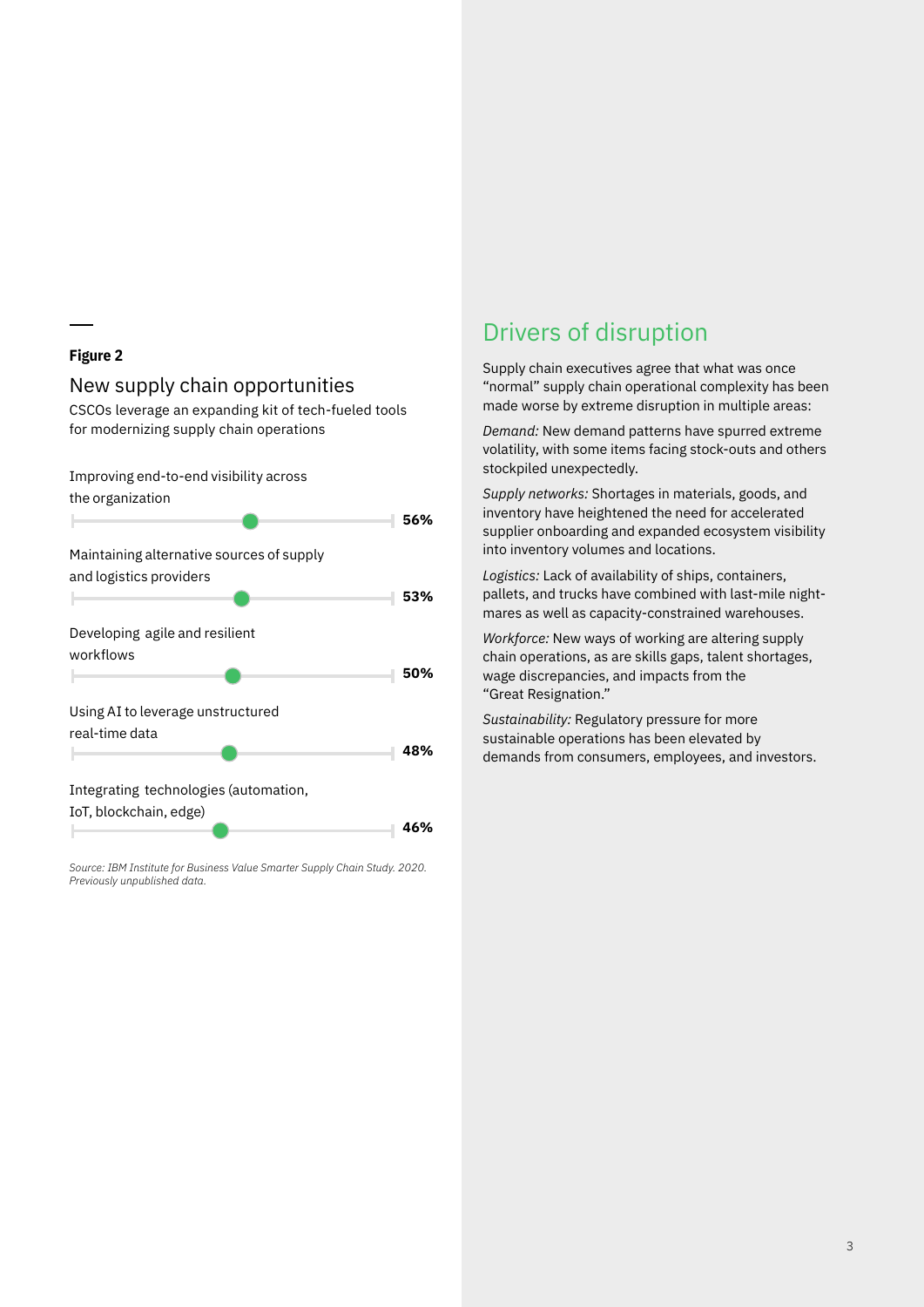**Figure 2**

## New supply chain opportunities

CSCOs leverage an expanding kit of tech-fueled tools for modernizing supply chain operations

| Opportunity | Percentage |
|---|---|
| Improving end-to-end visibility across the organization | 56% |
| Maintaining alternative sources of supply and logistics providers | 53% |
| Developing agile and resilient workflows | 50% |
| Using AI to leverage unstructured real-time data | 48% |
| Integrating technologies (automation, IoT, blockchain, edge) | 46% |

*Source: IBM Institute for Business Value Smarter Supply Chain Study. 2020. Previously unpublished data.*

## Drivers of disruption

Supply chain executives agree that what was once "normal" supply chain operational complexity has been made worse by extreme disruption in multiple areas:

*Demand:* New demand patterns have spurred extreme volatility, with some items facing stock-outs and others stockpiled unexpectedly.

*Supply networks:* Shortages in materials, goods, and inventory have heightened the need for accelerated supplier onboarding and expanded ecosystem visibility into inventory volumes and locations.

*Logistics:* Lack of availability of ships, containers, pallets, and trucks have combined with last-mile nightmares as well as capacity-constrained warehouses.

*Workforce:* New ways of working are altering supply chain operations, as are skills gaps, talent shortages, wage discrepancies, and impacts from the "Great Resignation."

*Sustainability:* Regulatory pressure for more sustainable operations has been elevated by demands from consumers, employees, and investors.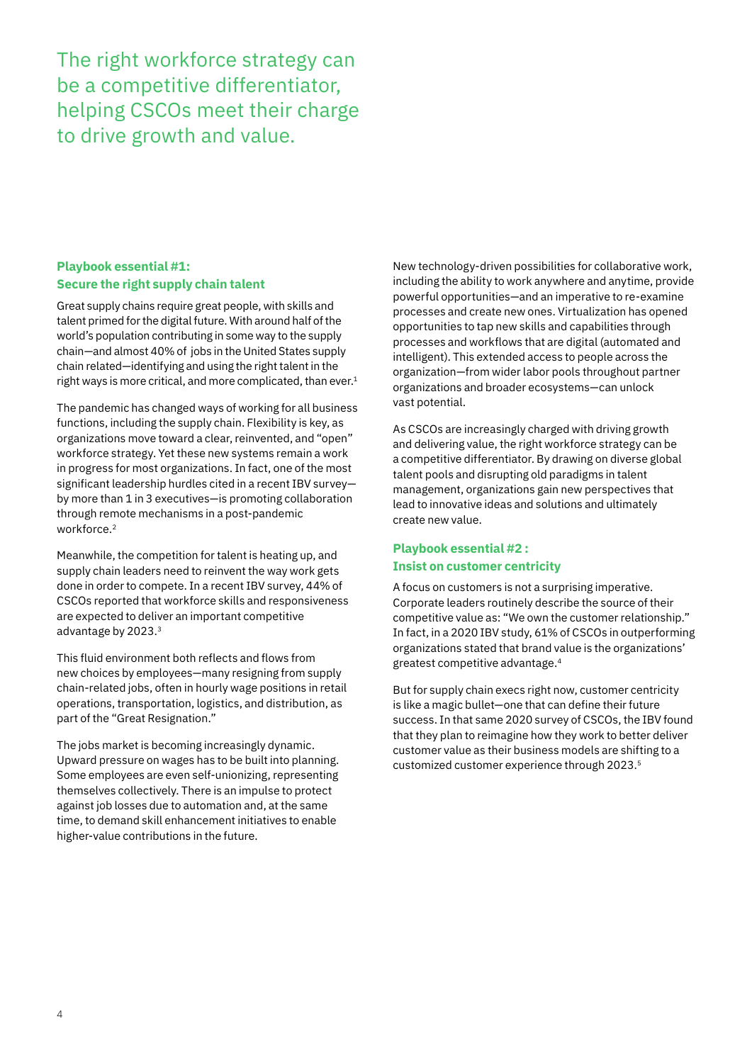The right workforce strategy can be a competitive differentiator, helping CSCOs meet their charge to drive growth and value.

### Playbook essential #1: Secure the right supply chain talent

Great supply chains require great people, with skills and talent primed for the digital future. With around half of the world's population contributing in some way to the supply chain—and almost 40% of jobs in the United States supply chain related—identifying and using the right talent in the right ways is more critical, and more complicated, than ever.[1]

The pandemic has changed ways of working for all business functions, including the supply chain. Flexibility is key, as organizations move toward a clear, reinvented, and "open" workforce strategy. Yet these new systems remain a work in progress for most organizations. In fact, one of the most significant leadership hurdles cited in a recent IBV survey—by more than 1 in 3 executives—is promoting collaboration through remote mechanisms in a post-pandemic workforce.[2]

Meanwhile, the competition for talent is heating up, and supply chain leaders need to reinvent the way work gets done in order to compete. In a recent IBV survey, 44% of CSCOs reported that workforce skills and responsiveness are expected to deliver an important competitive advantage by 2023.[3]

This fluid environment both reflects and flows from new choices by employees—many resigning from supply chain-related jobs, often in hourly wage positions in retail operations, transportation, logistics, and distribution, as part of the "Great Resignation."

The jobs market is becoming increasingly dynamic. Upward pressure on wages has to be built into planning. Some employees are even self-unionizing, representing themselves collectively. There is an impulse to protect against job losses due to automation and, at the same time, to demand skill enhancement initiatives to enable higher-value contributions in the future.

New technology-driven possibilities for collaborative work, including the ability to work anywhere and anytime, provide powerful opportunities—and an imperative to re-examine processes and create new ones. Virtualization has opened opportunities to tap new skills and capabilities through processes and workflows that are digital (automated and intelligent). This extended access to people across the organization—from wider labor pools throughout partner organizations and broader ecosystems—can unlock vast potential.

As CSCOs are increasingly charged with driving growth and delivering value, the right workforce strategy can be a competitive differentiator. By drawing on diverse global talent pools and disrupting old paradigms in talent management, organizations gain new perspectives that lead to innovative ideas and solutions and ultimately create new value.

### Playbook essential #2 : Insist on customer centricity

A focus on customers is not a surprising imperative. Corporate leaders routinely describe the source of their competitive value as: "We own the customer relationship." In fact, in a 2020 IBV study, 61% of CSCOs in outperforming organizations stated that brand value is the organizations' greatest competitive advantage.[4]

But for supply chain execs right now, customer centricity is like a magic bullet—one that can define their future success. In that same 2020 survey of CSCOs, the IBV found that they plan to reimagine how they work to better deliver customer value as their business models are shifting to a customized customer experience through 2023.[5]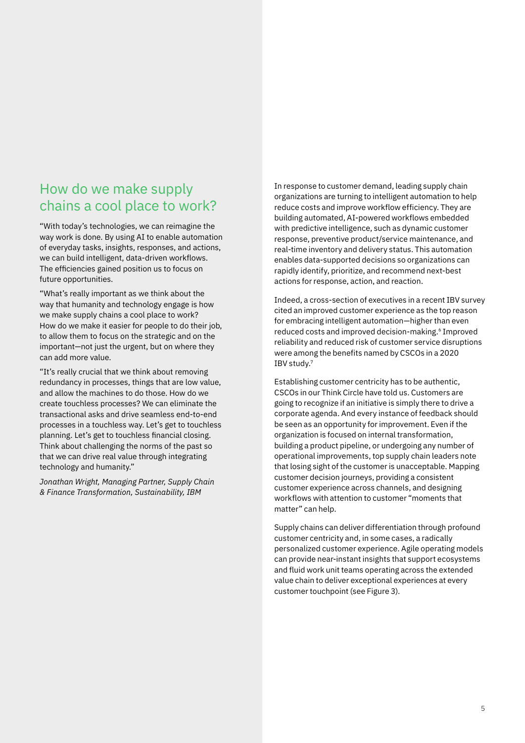## How do we make supply chains a cool place to work?

"With today's technologies, we can reimagine the way work is done. By using AI to enable automation of everyday tasks, insights, responses, and actions, we can build intelligent, data-driven workflows. The efficiencies gained position us to focus on future opportunities.

"What's really important as we think about the way that humanity and technology engage is how we make supply chains a cool place to work? How do we make it easier for people to do their job, to allow them to focus on the strategic and on the important—not just the urgent, but on where they can add more value.

"It's really crucial that we think about removing redundancy in processes, things that are low value, and allow the machines to do those. How do we create touchless processes? We can eliminate the transactional asks and drive seamless end-to-end processes in a touchless way. Let's get to touchless planning. Let's get to touchless financial closing. Think about challenging the norms of the past so that we can drive real value through integrating technology and humanity."

*Jonathan Wright, Managing Partner, Supply Chain & Finance Transformation, Sustainability, IBM*

In response to customer demand, leading supply chain organizations are turning to intelligent automation to help reduce costs and improve workflow efficiency. They are building automated, AI-powered workflows embedded with predictive intelligence, such as dynamic customer response, preventive product/service maintenance, and real-time inventory and delivery status. This automation enables data-supported decisions so organizations can rapidly identify, prioritize, and recommend next-best actions for response, action, and reaction.

Indeed, a cross-section of executives in a recent IBV survey cited an improved customer experience as the top reason for embracing intelligent automation—higher than even reduced costs and improved decision-making.[6] Improved reliability and reduced risk of customer service disruptions were among the benefits named by CSCOs in a 2020 IBV study.[7]

Establishing customer centricity has to be authentic, CSCOs in our Think Circle have told us. Customers are going to recognize if an initiative is simply there to drive a corporate agenda. And every instance of feedback should be seen as an opportunity for improvement. Even if the organization is focused on internal transformation, building a product pipeline, or undergoing any number of operational improvements, top supply chain leaders note that losing sight of the customer is unacceptable. Mapping customer decision journeys, providing a consistent customer experience across channels, and designing workflows with attention to customer "moments that matter" can help.

Supply chains can deliver differentiation through profound customer centricity and, in some cases, a radically personalized customer experience. Agile operating models can provide near-instant insights that support ecosystems and fluid work unit teams operating across the extended value chain to deliver exceptional experiences at every customer touchpoint (see Figure 3).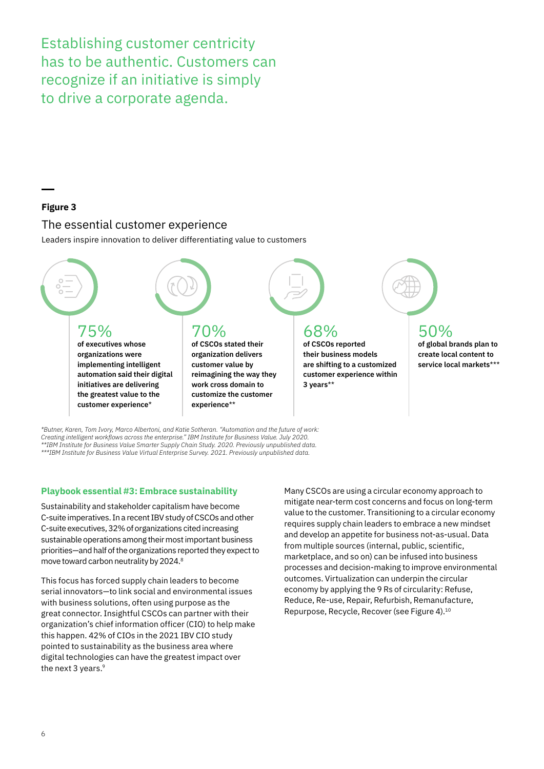Establishing customer centricity has to be authentic. Customers can recognize if an initiative is simply to drive a corporate agenda.

**Figure 3**

The essential customer experience

Leaders inspire innovation to deliver differentiating value to customers

75%
**of executives whose organizations were implementing intelligent automation said their digital initiatives are delivering the greatest value to the customer experience***

70%
**of CSCOs stated their organization delivers customer value by reimagining the way they work cross domain to customize the customer experience****

68%
**of CSCOs reported their business models are shifting to a customized customer experience within 3 years****

50%
**of global brands plan to create local content to service local markets*****

*Butner, Karen, Tom Ivory, Marco Albertoni, and Katie Sotheran. "Automation and the future of work: Creating intelligent workflows across the enterprise." IBM Institute for Business Value. July 2020.*
***IBM Institute for Business Value Smarter Supply Chain Study. 2020. Previously unpublished data.*
****IBM Institute for Business Value Virtual Enterprise Survey. 2021. Previously unpublished data.*

## Playbook essential #3: Embrace sustainability

Sustainability and stakeholder capitalism have become C-suite imperatives. In a recent IBV study of CSCOs and other C-suite executives, 32% of organizations cited increasing sustainable operations among their most important business priorities—and half of the organizations reported they expect to move toward carbon neutrality by 2024.[8]

This focus has forced supply chain leaders to become serial innovators—to link social and environmental issues with business solutions, often using purpose as the great connector. Insightful CSCOs can partner with their organization's chief information officer (CIO) to help make this happen. 42% of CIOs in the 2021 IBV CIO study pointed to sustainability as the business area where digital technologies can have the greatest impact over the next 3 years.[9]

Many CSCOs are using a circular economy approach to mitigate near-term cost concerns and focus on long-term value to the customer. Transitioning to a circular economy requires supply chain leaders to embrace a new mindset and develop an appetite for business not-as-usual. Data from multiple sources (internal, public, scientific, marketplace, and so on) can be infused into business processes and decision-making to improve environmental outcomes. Virtualization can underpin the circular economy by applying the 9 Rs of circularity: Refuse, Reduce, Re-use, Repair, Refurbish, Remanufacture, Repurpose, Recycle, Recover (see Figure 4).[10]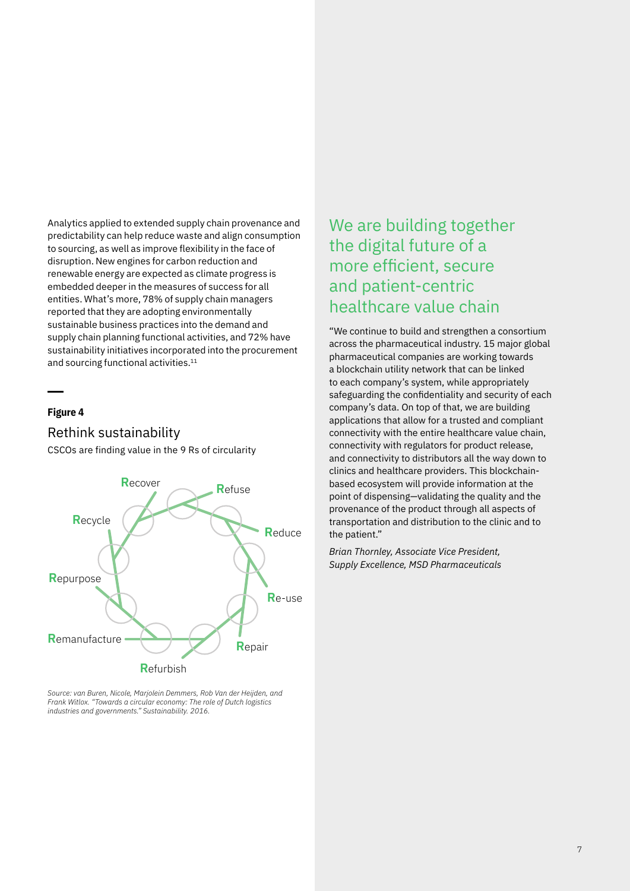Analytics applied to extended supply chain provenance and predictability can help reduce waste and align consumption to sourcing, as well as improve flexibility in the face of disruption. New engines for carbon reduction and renewable energy are expected as climate progress is embedded deeper in the measures of success for all entities. What's more, 78% of supply chain managers reported that they are adopting environmentally sustainable business practices into the demand and supply chain planning functional activities, and 72% have sustainability initiatives incorporated into the procurement and sourcing functional activities.[11]

**Figure 4**

### Rethink sustainability

CSCOs are finding value in the 9 Rs of circularity

Refuse

Reduce

Re-use

Repair

Refurbish

Remanufacture

Repurpose

Recycle

Recover

*Source: van Buren, Nicole, Marjolein Demmers, Rob Van der Heijden, and Frank Witlox. "Towards a circular economy: The role of Dutch logistics industries and governments." Sustainability. 2016.*

## We are building together the digital future of a more efficient, secure and patient-centric healthcare value chain

"We continue to build and strengthen a consortium across the pharmaceutical industry. 15 major global pharmaceutical companies are working towards a blockchain utility network that can be linked to each company's system, while appropriately safeguarding the confidentiality and security of each company's data. On top of that, we are building applications that allow for a trusted and compliant connectivity with the entire healthcare value chain, connectivity with regulators for product release, and connectivity to distributors all the way down to clinics and healthcare providers. This blockchain-based ecosystem will provide information at the point of dispensing—validating the quality and the provenance of the product through all aspects of transportation and distribution to the clinic and to the patient."

*Brian Thornley, Associate Vice President, Supply Excellence, MSD Pharmaceuticals*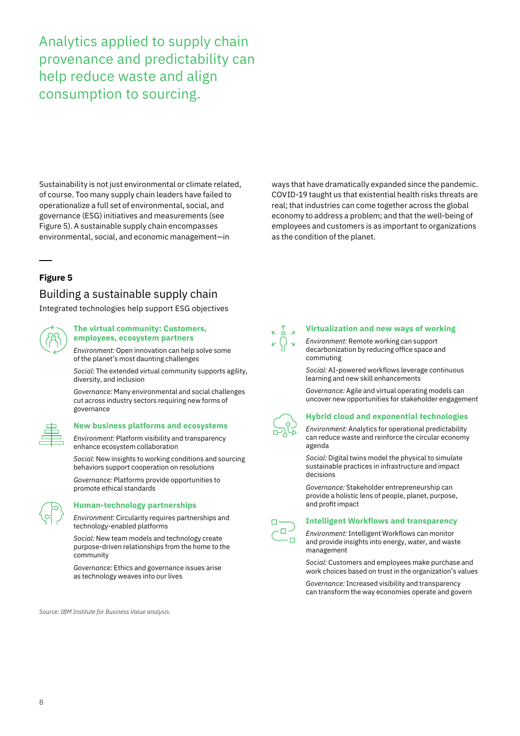## Analytics applied to supply chain provenance and predictability can help reduce waste and align consumption to sourcing.

Sustainability is not just environmental or climate related, of course. Too many supply chain leaders have failed to operationalize a full set of environmental, social, and governance (ESG) initiatives and measurements (see Figure 5). A sustainable supply chain encompasses environmental, social, and economic management—in ways that have dramatically expanded since the pandemic. COVID-19 taught us that existential health risks threats are real; that industries can come together across the global economy to address a problem; and that the well-being of employees and customers is as important to organizations as the condition of the planet.

**Figure 5**

### Building a sustainable supply chain

Integrated technologies help support ESG objectives

#### The virtual community: Customers, employees, ecosystem partners

*Environment:* Open innovation can help solve some of the planet's most daunting challenges

*Social:* The extended virtual community supports agility, diversity, and inclusion

*Governance:* Many environmental and social challenges cut across industry sectors requiring new forms of governance

#### New business platforms and ecosystems

*Environment:* Platform visibility and transparency enhance ecosystem collaboration

*Social:* New insights to working conditions and sourcing behaviors support cooperation on resolutions

*Governance:* Platforms provide opportunities to promote ethical standards

#### Human-technology partnerships

*Environment:* Circularity requires partnerships and technology-enabled platforms

*Social:* New team models and technology create purpose-driven relationships from the home to the community

*Governance:* Ethics and governance issues arise as technology weaves into our lives

#### Virtualization and new ways of working

*Environment:* Remote working can support decarbonization by reducing office space and commuting

*Social:* AI-powered workflows leverage continuous learning and new skill enhancements

*Governance:* Agile and virtual operating models can uncover new opportunities for stakeholder engagement

#### Hybrid cloud and exponential technologies

*Environment:* Analytics for operational predictability can reduce waste and reinforce the circular economy agenda

*Social:* Digital twins model the physical to simulate sustainable practices in infrastructure and impact decisions

*Governance:* Stakeholder entrepreneurship can provide a holistic lens of people, planet, purpose, and profit impact

#### Intelligent Workflows and transparency

*Environment:* Intelligent Workflows can monitor and provide insights into energy, water, and waste management

*Social:* Customers and employees make purchase and work choices based on trust in the organization's values

*Governance:* Increased visibility and transparency can transform the way economies operate and govern

*Source: IBM Institute for Business Value analysis.*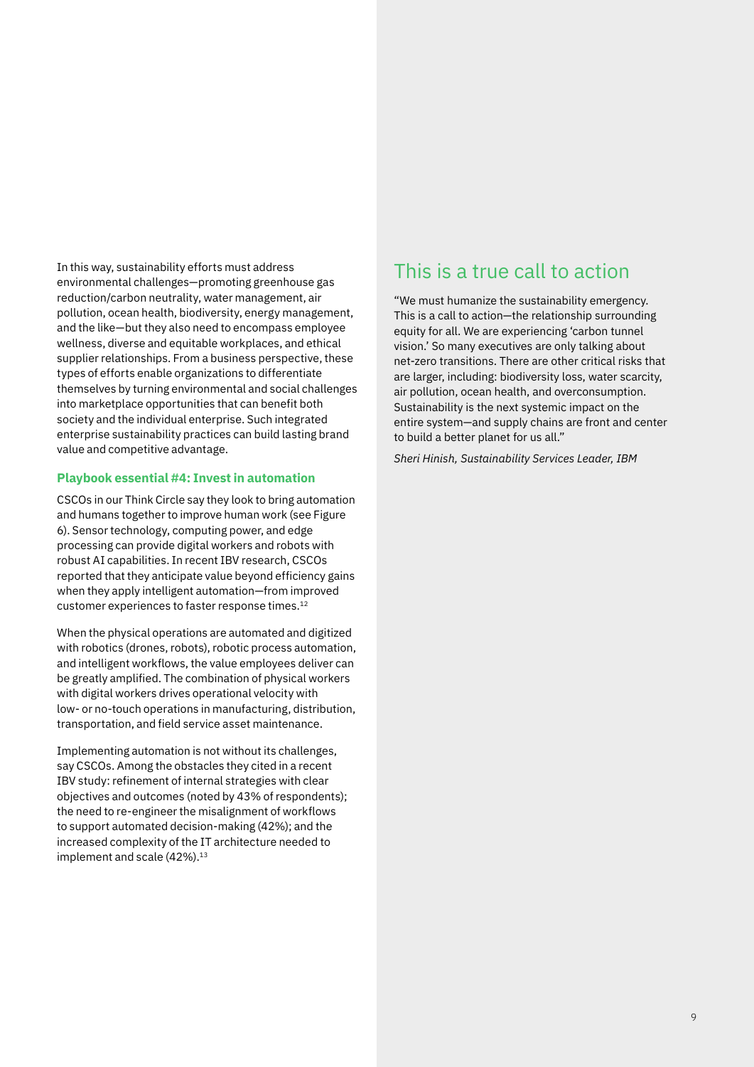In this way, sustainability efforts must address environmental challenges—promoting greenhouse gas reduction/carbon neutrality, water management, air pollution, ocean health, biodiversity, energy management, and the like—but they also need to encompass employee wellness, diverse and equitable workplaces, and ethical supplier relationships. From a business perspective, these types of efforts enable organizations to differentiate themselves by turning environmental and social challenges into marketplace opportunities that can benefit both society and the individual enterprise. Such integrated enterprise sustainability practices can build lasting brand value and competitive advantage.

### Playbook essential #4: Invest in automation

CSCOs in our Think Circle say they look to bring automation and humans together to improve human work (see Figure 6). Sensor technology, computing power, and edge processing can provide digital workers and robots with robust AI capabilities. In recent IBV research, CSCOs reported that they anticipate value beyond efficiency gains when they apply intelligent automation—from improved customer experiences to faster response times.[12]

When the physical operations are automated and digitized with robotics (drones, robots), robotic process automation, and intelligent workflows, the value employees deliver can be greatly amplified. The combination of physical workers with digital workers drives operational velocity with low- or no-touch operations in manufacturing, distribution, transportation, and field service asset maintenance.

Implementing automation is not without its challenges, say CSCOs. Among the obstacles they cited in a recent IBV study: refinement of internal strategies with clear objectives and outcomes (noted by 43% of respondents); the need to re-engineer the misalignment of workflows to support automated decision-making (42%); and the increased complexity of the IT architecture needed to implement and scale (42%).[13]

## This is a true call to action

"We must humanize the sustainability emergency. This is a call to action—the relationship surrounding equity for all. We are experiencing 'carbon tunnel vision.' So many executives are only talking about net-zero transitions. There are other critical risks that are larger, including: biodiversity loss, water scarcity, air pollution, ocean health, and overconsumption. Sustainability is the next systemic impact on the entire system—and supply chains are front and center to build a better planet for us all."

*Sheri Hinish, Sustainability Services Leader, IBM*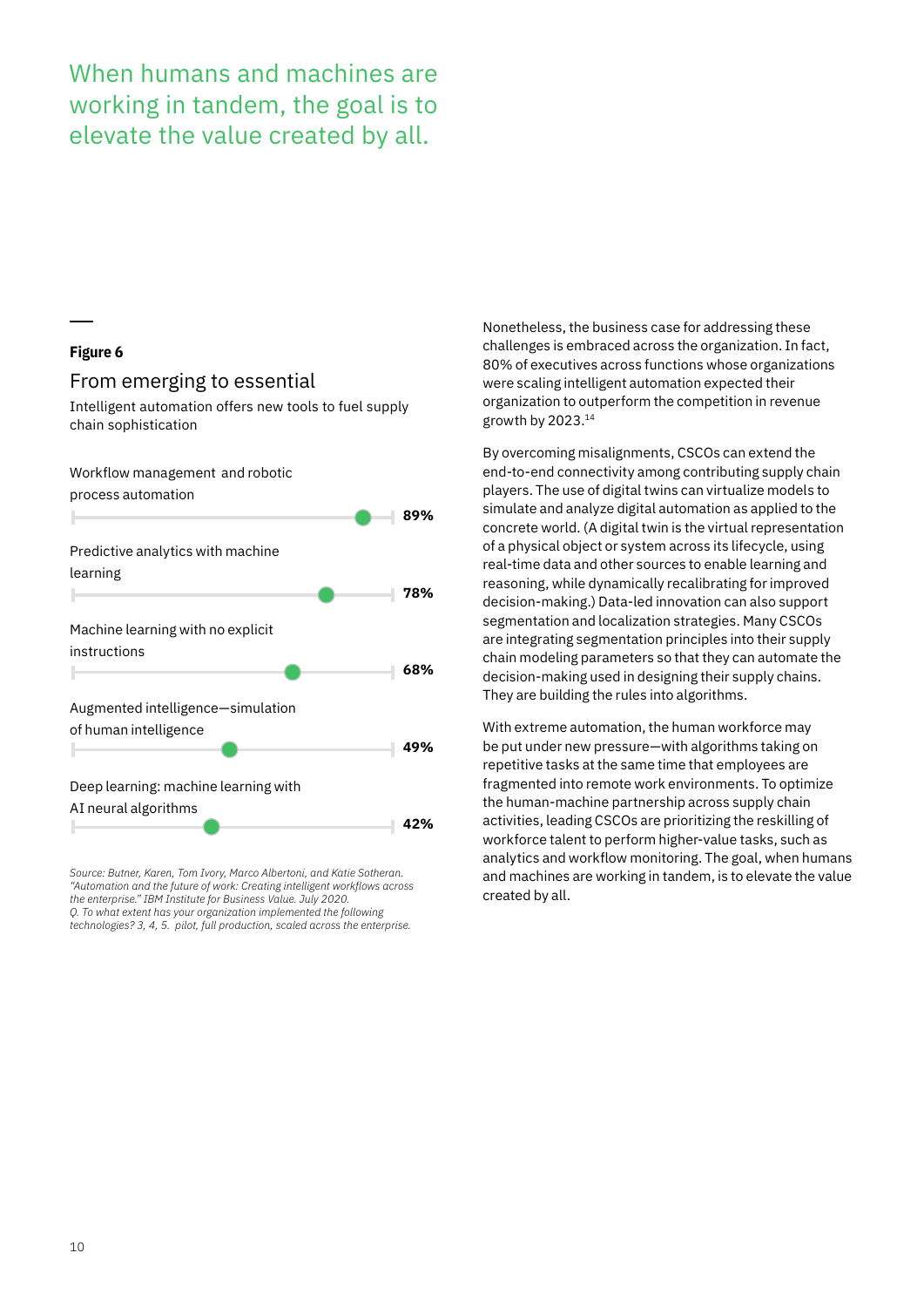When humans and machines are working in tandem, the goal is to elevate the value created by all.

**Figure 6**

## From emerging to essential

Intelligent automation offers new tools to fuel supply chain sophistication

| Technology | % |
|---|---|
| Workflow management and robotic process automation | 89% |
| Predictive analytics with machine learning | 78% |
| Machine learning with no explicit instructions | 68% |
| Augmented intelligence—simulation of human intelligence | 49% |
| Deep learning: machine learning with AI neural algorithms | 42% |

*Source: Butner, Karen, Tom Ivory, Marco Albertoni, and Katie Sotheran. "Automation and the future of work: Creating intelligent workflows across the enterprise." IBM Institute for Business Value. July 2020.*
*Q. To what extent has your organization implemented the following technologies? 3, 4, 5. pilot, full production, scaled across the enterprise.*

Nonetheless, the business case for addressing these challenges is embraced across the organization. In fact, 80% of executives across functions whose organizations were scaling intelligent automation expected their organization to outperform the competition in revenue growth by 2023.[14]

By overcoming misalignments, CSCOs can extend the end-to-end connectivity among contributing supply chain players. The use of digital twins can virtualize models to simulate and analyze digital automation as applied to the concrete world. (A digital twin is the virtual representation of a physical object or system across its lifecycle, using real-time data and other sources to enable learning and reasoning, while dynamically recalibrating for improved decision-making.) Data-led innovation can also support segmentation and localization strategies. Many CSCOs are integrating segmentation principles into their supply chain modeling parameters so that they can automate the decision-making used in designing their supply chains. They are building the rules into algorithms.

With extreme automation, the human workforce may be put under new pressure—with algorithms taking on repetitive tasks at the same time that employees are fragmented into remote work environments. To optimize the human-machine partnership across supply chain activities, leading CSCOs are prioritizing the reskilling of workforce talent to perform higher-value tasks, such as analytics and workflow monitoring. The goal, when humans and machines are working in tandem, is to elevate the value created by all.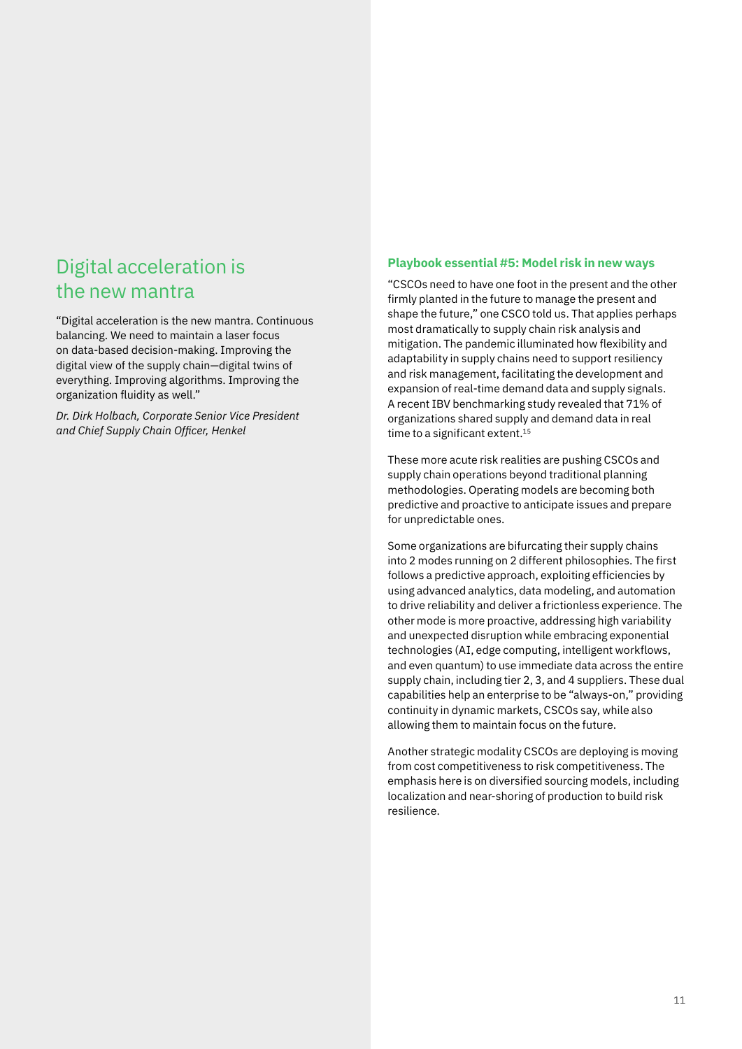## Digital acceleration is the new mantra

"Digital acceleration is the new mantra. Continuous balancing. We need to maintain a laser focus on data-based decision-making. Improving the digital view of the supply chain—digital twins of everything. Improving algorithms. Improving the organization fluidity as well."

*Dr. Dirk Holbach, Corporate Senior Vice President and Chief Supply Chain Officer, Henkel*

**Playbook essential #5: Model risk in new ways**

"CSCOs need to have one foot in the present and the other firmly planted in the future to manage the present and shape the future," one CSCO told us. That applies perhaps most dramatically to supply chain risk analysis and mitigation. The pandemic illuminated how flexibility and adaptability in supply chains need to support resiliency and risk management, facilitating the development and expansion of real-time demand data and supply signals. A recent IBV benchmarking study revealed that 71% of organizations shared supply and demand data in real time to a significant extent.[15]

These more acute risk realities are pushing CSCOs and supply chain operations beyond traditional planning methodologies. Operating models are becoming both predictive and proactive to anticipate issues and prepare for unpredictable ones.

Some organizations are bifurcating their supply chains into 2 modes running on 2 different philosophies. The first follows a predictive approach, exploiting efficiencies by using advanced analytics, data modeling, and automation to drive reliability and deliver a frictionless experience. The other mode is more proactive, addressing high variability and unexpected disruption while embracing exponential technologies (AI, edge computing, intelligent workflows, and even quantum) to use immediate data across the entire supply chain, including tier 2, 3, and 4 suppliers. These dual capabilities help an enterprise to be "always-on," providing continuity in dynamic markets, CSCOs say, while also allowing them to maintain focus on the future.

Another strategic modality CSCOs are deploying is moving from cost competitiveness to risk competitiveness. The emphasis here is on diversified sourcing models, including localization and near-shoring of production to build risk resilience.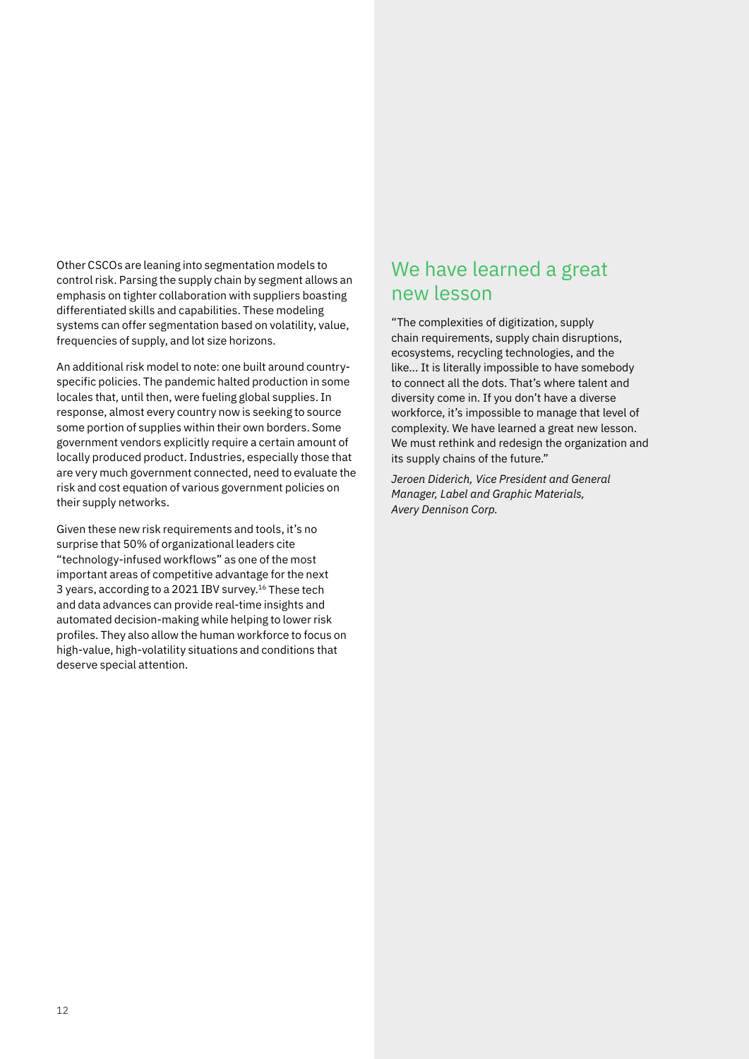Other CSCOs are leaning into segmentation models to control risk. Parsing the supply chain by segment allows an emphasis on tighter collaboration with suppliers boasting differentiated skills and capabilities. These modeling systems can offer segmentation based on volatility, value, frequencies of supply, and lot size horizons.

An additional risk model to note: one built around country-specific policies. The pandemic halted production in some locales that, until then, were fueling global supplies. In response, almost every country now is seeking to source some portion of supplies within their own borders. Some government vendors explicitly require a certain amount of locally produced product. Industries, especially those that are very much government connected, need to evaluate the risk and cost equation of various government policies on their supply networks.

Given these new risk requirements and tools, it's no surprise that 50% of organizational leaders cite "technology-infused workflows" as one of the most important areas of competitive advantage for the next 3 years, according to a 2021 IBV survey.[16] These tech and data advances can provide real-time insights and automated decision-making while helping to lower risk profiles. They also allow the human workforce to focus on high-value, high-volatility situations and conditions that deserve special attention.

## We have learned a great new lesson

"The complexities of digitization, supply chain requirements, supply chain disruptions, ecosystems, recycling technologies, and the like… It is literally impossible to have somebody to connect all the dots. That's where talent and diversity come in. If you don't have a diverse workforce, it's impossible to manage that level of complexity. We have learned a great new lesson. We must rethink and redesign the organization and its supply chains of the future."

*Jeroen Diderich, Vice President and General Manager, Label and Graphic Materials, Avery Dennison Corp.*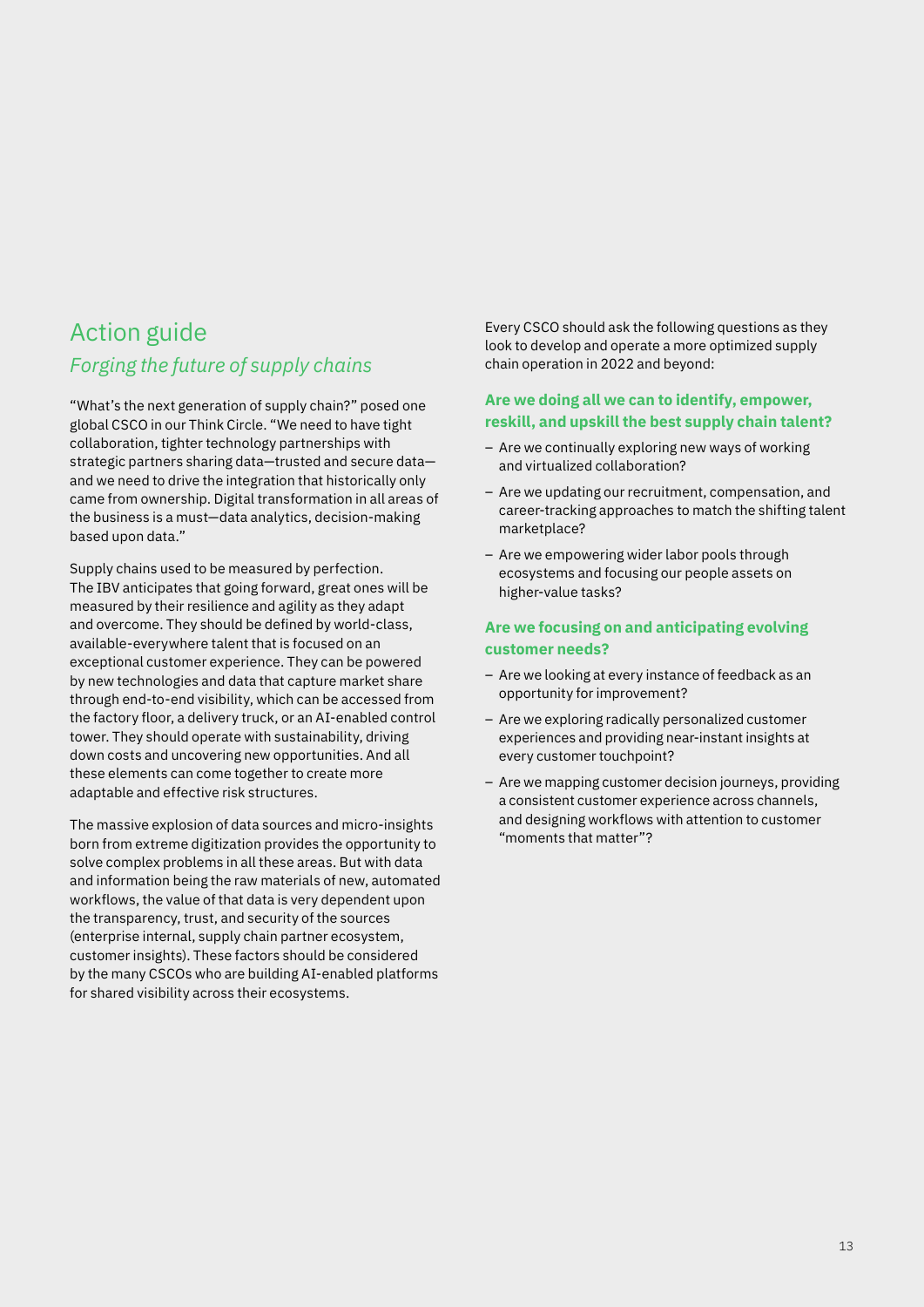# Action guide

## *Forging the future of supply chains*

"What's the next generation of supply chain?" posed one global CSCO in our Think Circle. "We need to have tight collaboration, tighter technology partnerships with strategic partners sharing data—trusted and secure data—and we need to drive the integration that historically only came from ownership. Digital transformation in all areas of the business is a must—data analytics, decision-making based upon data."

Supply chains used to be measured by perfection. The IBV anticipates that going forward, great ones will be measured by their resilience and agility as they adapt and overcome. They should be defined by world-class, available-everywhere talent that is focused on an exceptional customer experience. They can be powered by new technologies and data that capture market share through end-to-end visibility, which can be accessed from the factory floor, a delivery truck, or an AI-enabled control tower. They should operate with sustainability, driving down costs and uncovering new opportunities. And all these elements can come together to create more adaptable and effective risk structures.

The massive explosion of data sources and micro-insights born from extreme digitization provides the opportunity to solve complex problems in all these areas. But with data and information being the raw materials of new, automated workflows, the value of that data is very dependent upon the transparency, trust, and security of the sources (enterprise internal, supply chain partner ecosystem, customer insights). These factors should be considered by the many CSCOs who are building AI-enabled platforms for shared visibility across their ecosystems.

Every CSCO should ask the following questions as they look to develop and operate a more optimized supply chain operation in 2022 and beyond:

### Are we doing all we can to identify, empower, reskill, and upskill the best supply chain talent?

- Are we continually exploring new ways of working and virtualized collaboration?
- Are we updating our recruitment, compensation, and career-tracking approaches to match the shifting talent marketplace?
- Are we empowering wider labor pools through ecosystems and focusing our people assets on higher-value tasks?

### Are we focusing on and anticipating evolving customer needs?

- Are we looking at every instance of feedback as an opportunity for improvement?
- Are we exploring radically personalized customer experiences and providing near-instant insights at every customer touchpoint?
- Are we mapping customer decision journeys, providing a consistent customer experience across channels, and designing workflows with attention to customer "moments that matter"?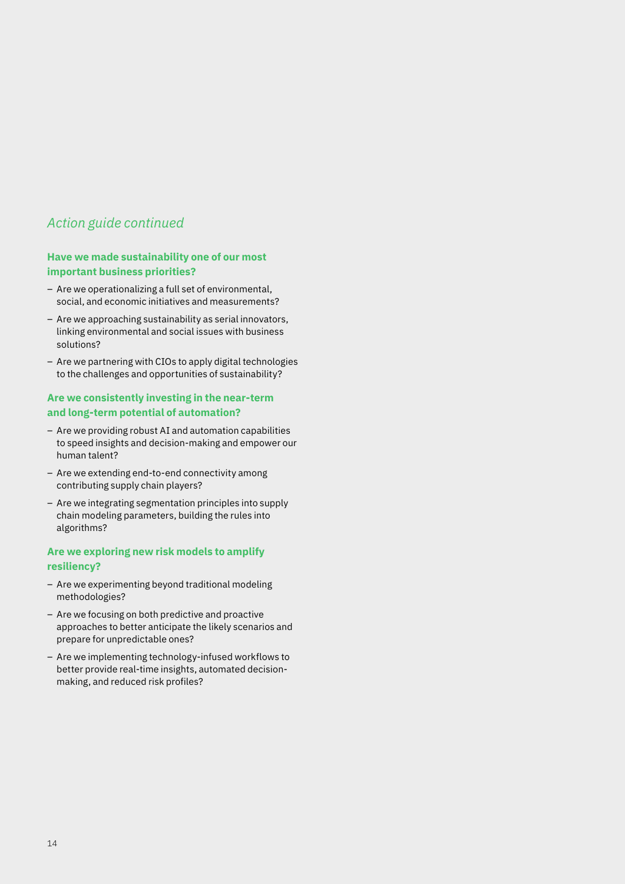*Action guide continued*

### Have we made sustainability one of our most important business priorities?

- Are we operationalizing a full set of environmental, social, and economic initiatives and measurements?
- Are we approaching sustainability as serial innovators, linking environmental and social issues with business solutions?
- Are we partnering with CIOs to apply digital technologies to the challenges and opportunities of sustainability?

### Are we consistently investing in the near-term and long-term potential of automation?

- Are we providing robust AI and automation capabilities to speed insights and decision-making and empower our human talent?
- Are we extending end-to-end connectivity among contributing supply chain players?
- Are we integrating segmentation principles into supply chain modeling parameters, building the rules into algorithms?

### Are we exploring new risk models to amplify resiliency?

- Are we experimenting beyond traditional modeling methodologies?
- Are we focusing on both predictive and proactive approaches to better anticipate the likely scenarios and prepare for unpredictable ones?
- Are we implementing technology-infused workflows to better provide real-time insights, automated decision-making, and reduced risk profiles?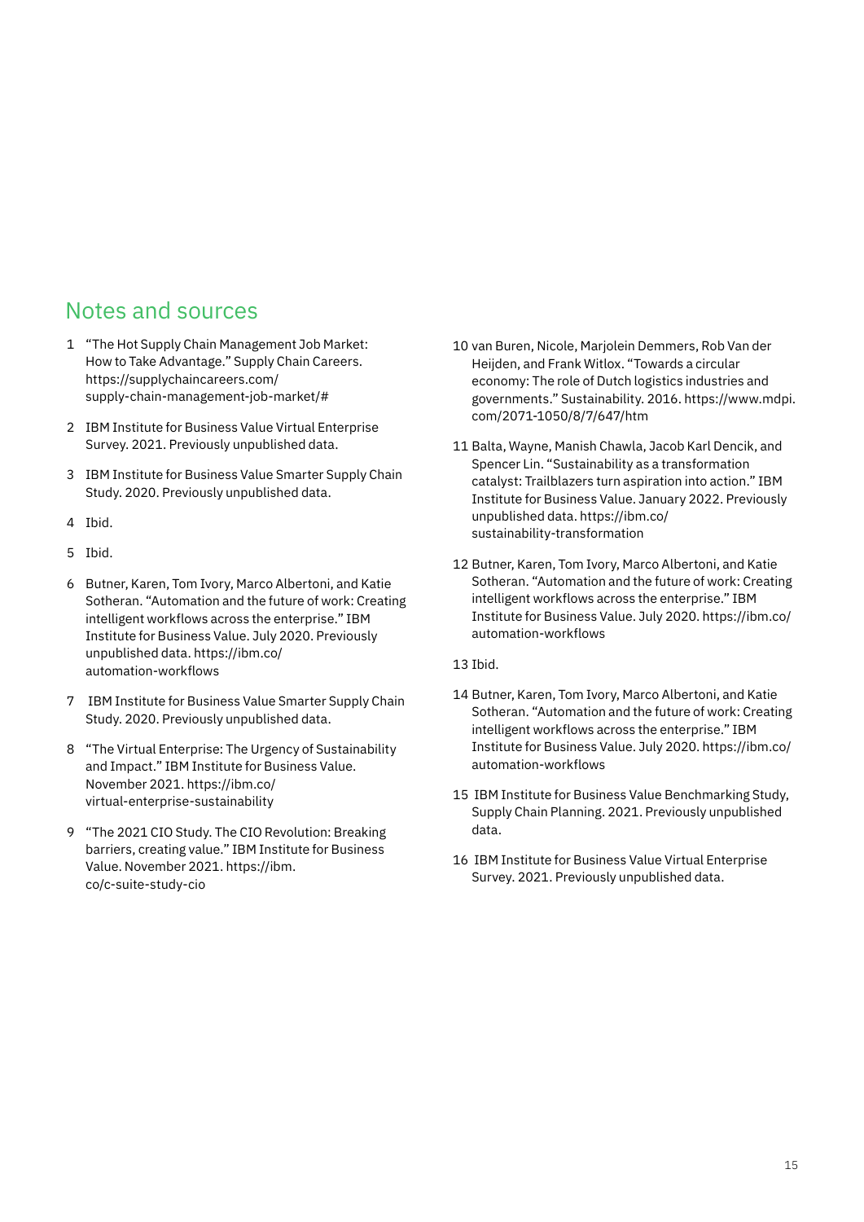## Notes and sources

1. "The Hot Supply Chain Management Job Market: How to Take Advantage." Supply Chain Careers. https://supplychaincareers.com/supply-chain-management-job-market/#
2. IBM Institute for Business Value Virtual Enterprise Survey. 2021. Previously unpublished data.
3. IBM Institute for Business Value Smarter Supply Chain Study. 2020. Previously unpublished data.
4. Ibid.
5. Ibid.
6. Butner, Karen, Tom Ivory, Marco Albertoni, and Katie Sotheran. "Automation and the future of work: Creating intelligent workflows across the enterprise." IBM Institute for Business Value. July 2020. Previously unpublished data. https://ibm.co/automation-workflows
7. IBM Institute for Business Value Smarter Supply Chain Study. 2020. Previously unpublished data.
8. "The Virtual Enterprise: The Urgency of Sustainability and Impact." IBM Institute for Business Value. November 2021. https://ibm.co/virtual-enterprise-sustainability
9. "The 2021 CIO Study. The CIO Revolution: Breaking barriers, creating value." IBM Institute for Business Value. November 2021. https://ibm.co/c-suite-study-cio
10. van Buren, Nicole, Marjolein Demmers, Rob Van der Heijden, and Frank Witlox. "Towards a circular economy: The role of Dutch logistics industries and governments." Sustainability. 2016. https://www.mdpi.com/2071-1050/8/7/647/htm
11. Balta, Wayne, Manish Chawla, Jacob Karl Dencik, and Spencer Lin. "Sustainability as a transformation catalyst: Trailblazers turn aspiration into action." IBM Institute for Business Value. January 2022. Previously unpublished data. https://ibm.co/sustainability-transformation
12. Butner, Karen, Tom Ivory, Marco Albertoni, and Katie Sotheran. "Automation and the future of work: Creating intelligent workflows across the enterprise." IBM Institute for Business Value. July 2020. https://ibm.co/automation-workflows
13. Ibid.
14. Butner, Karen, Tom Ivory, Marco Albertoni, and Katie Sotheran. "Automation and the future of work: Creating intelligent workflows across the enterprise." IBM Institute for Business Value. July 2020. https://ibm.co/automation-workflows
15. IBM Institute for Business Value Benchmarking Study, Supply Chain Planning. 2021. Previously unpublished data.
16. IBM Institute for Business Value Virtual Enterprise Survey. 2021. Previously unpublished data.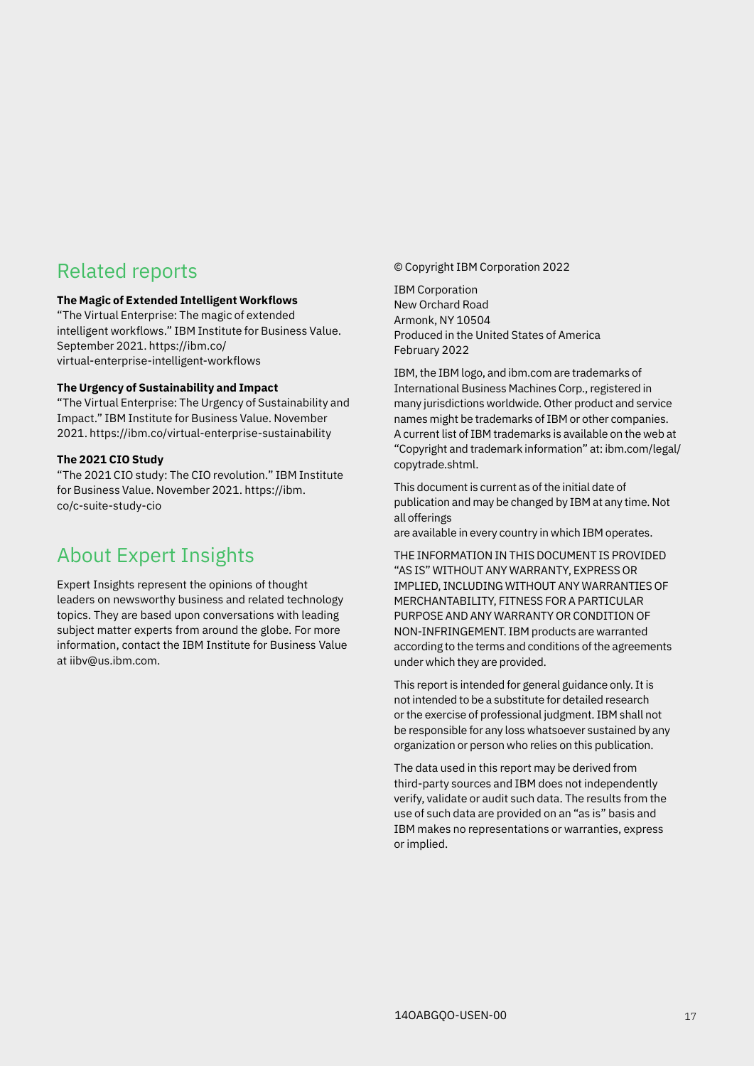## Related reports

**The Magic of Extended Intelligent Workflows**
"The Virtual Enterprise: The magic of extended intelligent workflows." IBM Institute for Business Value. September 2021. https://ibm.co/virtual-enterprise-intelligent-workflows

**The Urgency of Sustainability and Impact**
"The Virtual Enterprise: The Urgency of Sustainability and Impact." IBM Institute for Business Value. November 2021. https://ibm.co/virtual-enterprise-sustainability

**The 2021 CIO Study**
"The 2021 CIO study: The CIO revolution." IBM Institute for Business Value. November 2021. https://ibm.co/c-suite-study-cio

## About Expert Insights

Expert Insights represent the opinions of thought leaders on newsworthy business and related technology topics. They are based upon conversations with leading subject matter experts from around the globe. For more information, contact the IBM Institute for Business Value at iibv@us.ibm.com.

© Copyright IBM Corporation 2022

IBM Corporation
New Orchard Road
Armonk, NY 10504
Produced in the United States of America
February 2022

IBM, the IBM logo, and ibm.com are trademarks of International Business Machines Corp., registered in many jurisdictions worldwide. Other product and service names might be trademarks of IBM or other companies. A current list of IBM trademarks is available on the web at "Copyright and trademark information" at: ibm.com/legal/copytrade.shtml.

This document is current as of the initial date of publication and may be changed by IBM at any time. Not all offerings are available in every country in which IBM operates.

THE INFORMATION IN THIS DOCUMENT IS PROVIDED "AS IS" WITHOUT ANY WARRANTY, EXPRESS OR IMPLIED, INCLUDING WITHOUT ANY WARRANTIES OF MERCHANTABILITY, FITNESS FOR A PARTICULAR PURPOSE AND ANY WARRANTY OR CONDITION OF NON-INFRINGEMENT. IBM products are warranted according to the terms and conditions of the agreements under which they are provided.

This report is intended for general guidance only. It is not intended to be a substitute for detailed research or the exercise of professional judgment. IBM shall not be responsible for any loss whatsoever sustained by any organization or person who relies on this publication.

The data used in this report may be derived from third-party sources and IBM does not independently verify, validate or audit such data. The results from the use of such data are provided on an "as is" basis and IBM makes no representations or warranties, express or implied.

14OABGQO-USEN-00